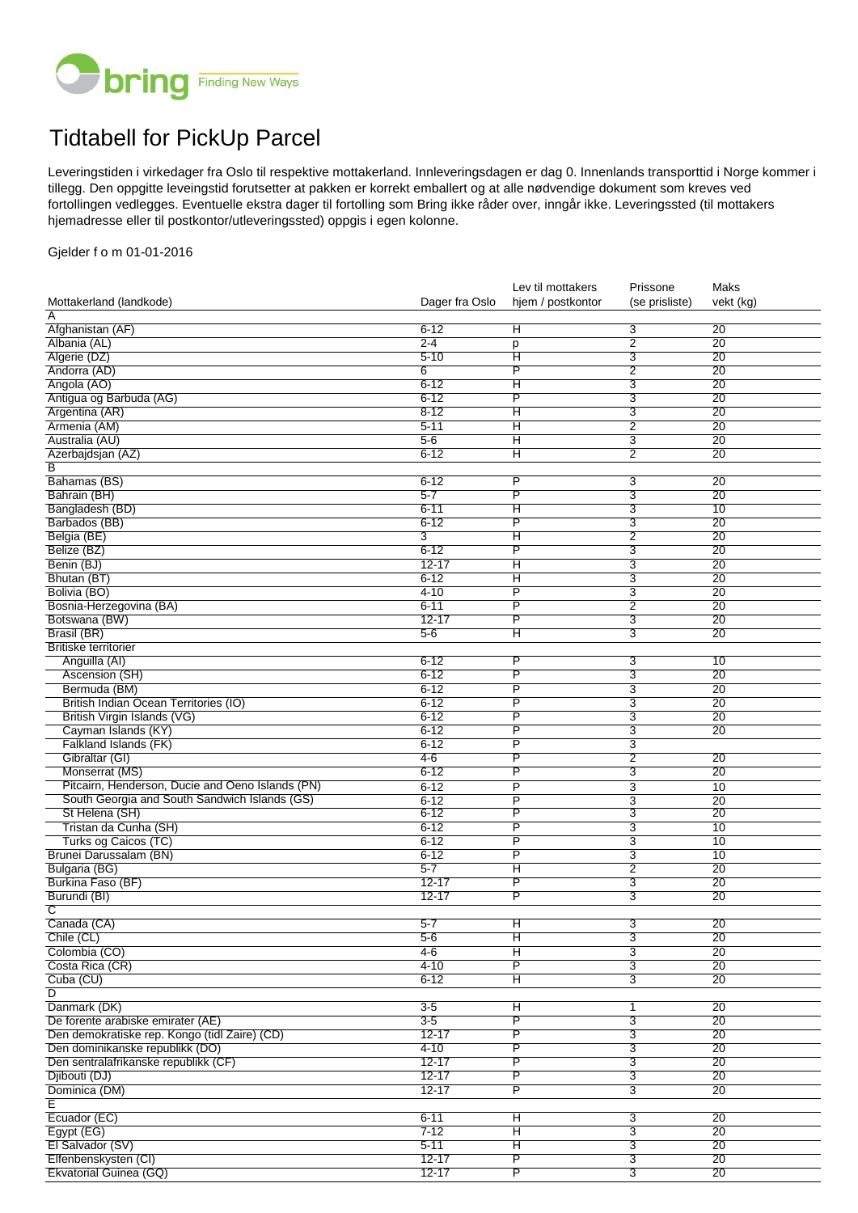bring Finding New Ways

# Tidtabell for PickUp Parcel

Leveringstiden i virkedager fra Oslo til respektive mottakerland. Innleveringsdagen er dag 0. Innenlands transporttid i Norge kommer i tillegg. Den oppgitte leveingstid forutsetter at pakken er korrekt emballert og at alle nødvendige dokument som kreves ved fortollingen vedlegges. Eventuelle ekstra dager til fortolling som Bring ikke råder over, inngår ikke. Leveringssted (til mottakers hjemadresse eller til postkontor/utleveringssted) oppgis i egen kolonne.

Gjelder f o m 01-01-2016

| Mottakerland (landkode) | Dager fra Oslo | Lev til mottakers hjem / postkontor | Prissone (se prisliste) | Maks vekt (kg) |
|---|---|---|---|---|
| A | | | | |
| Afghanistan (AF) | 6-12 | H | 3 | 20 |
| Albania (AL) | 2-4 | p | 2 | 20 |
| Algerie (DZ) | 5-10 | H | 3 | 20 |
| Andorra (AD) | 6 | P | 2 | 20 |
| Angola (AO) | 6-12 | H | 3 | 20 |
| Antigua og Barbuda (AG) | 6-12 | P | 3 | 20 |
| Argentina (AR) | 8-12 | H | 3 | 20 |
| Armenia (AM) | 5-11 | H | 2 | 20 |
| Australia (AU) | 5-6 | H | 3 | 20 |
| Azerbajdsjan (AZ) | 6-12 | H | 2 | 20 |
| B | | | | |
| Bahamas (BS) | 6-12 | P | 3 | 20 |
| Bahrain (BH) | 5-7 | P | 3 | 20 |
| Bangladesh (BD) | 6-11 | H | 3 | 10 |
| Barbados (BB) | 6-12 | P | 3 | 20 |
| Belgia (BE) | 3 | H | 2 | 20 |
| Belize (BZ) | 6-12 | P | 3 | 20 |
| Benin (BJ) | 12-17 | H | 3 | 20 |
| Bhutan (BT) | 6-12 | H | 3 | 20 |
| Bolivia (BO) | 4-10 | P | 3 | 20 |
| Bosnia-Herzegovina (BA) | 6-11 | P | 2 | 20 |
| Botswana (BW) | 12-17 | P | 3 | 20 |
| Brasil (BR) | 5-6 | H | 3 | 20 |
| Britiske territorier | | | | |
| Anguilla (AI) | 6-12 | P | 3 | 10 |
| Ascension (SH) | 6-12 | P | 3 | 20 |
| Bermuda (BM) | 6-12 | P | 3 | 20 |
| British Indian Ocean Territories (IO) | 6-12 | P | 3 | 20 |
| British Virgin Islands (VG) | 6-12 | P | 3 | 20 |
| Cayman Islands (KY) | 6-12 | P | 3 | 20 |
| Falkland Islands (FK) | 6-12 | P | 3 | |
| Gibraltar (GI) | 4-6 | P | 2 | 20 |
| Monserrat (MS) | 6-12 | P | 3 | 20 |
| Pitcairn, Henderson, Ducie and Oeno Islands (PN) | 6-12 | P | 3 | 10 |
| South Georgia and South Sandwich Islands (GS) | 6-12 | P | 3 | 20 |
| St Helena (SH) | 6-12 | P | 3 | 20 |
| Tristan da Cunha (SH) | 6-12 | P | 3 | 10 |
| Turks og Caicos (TC) | 6-12 | P | 3 | 10 |
| Brunei Darussalam (BN) | 6-12 | P | 3 | 10 |
| Bulgaria (BG) | 5-7 | H | 2 | 20 |
| Burkina Faso (BF) | 12-17 | P | 3 | 20 |
| Burundi (BI) | 12-17 | P | 3 | 20 |
| C | | | | |
| Canada (CA) | 5-7 | H | 3 | 20 |
| Chile (CL) | 5-6 | H | 3 | 20 |
| Colombia (CO) | 4-6 | H | 3 | 20 |
| Costa Rica (CR) | 4-10 | P | 3 | 20 |
| Cuba (CU) | 6-12 | H | 3 | 20 |
| D | | | | |
| Danmark (DK) | 3-5 | H | 1 | 20 |
| De forente arabiske emirater (AE) | 3-5 | P | 3 | 20 |
| Den demokratiske rep. Kongo (tidl Zaire) (CD) | 12-17 | P | 3 | 20 |
| Den dominikanske republikk (DO) | 4-10 | P | 3 | 20 |
| Den sentralafrikanske republikk (CF) | 12-17 | P | 3 | 20 |
| Djibouti (DJ) | 12-17 | P | 3 | 20 |
| Dominica (DM) | 12-17 | P | 3 | 20 |
| E | | | | |
| Ecuador (EC) | 6-11 | H | 3 | 20 |
| Egypt (EG) | 7-12 | H | 3 | 20 |
| El Salvador (SV) | 5-11 | H | 3 | 20 |
| Elfenbenskysten (CI) | 12-17 | P | 3 | 20 |
| Ekvatorial Guinea (GQ) | 12-17 | P | 3 | 20 |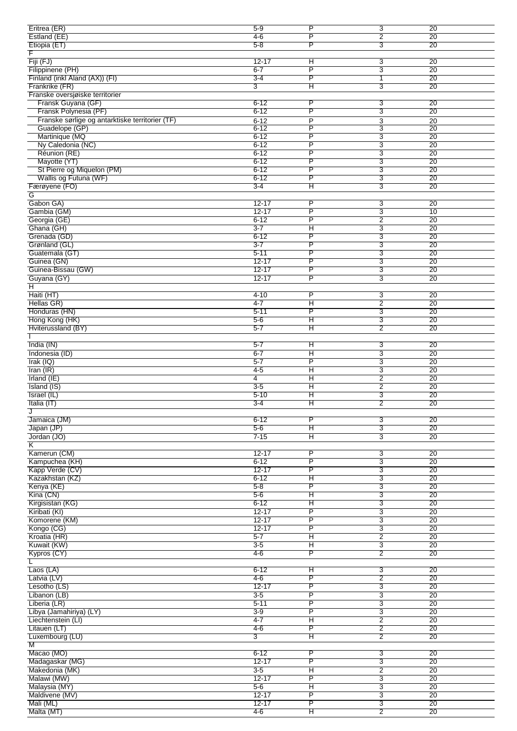| | | | | |
|---|---|---|---|---|
| Eritrea (ER) | 5-9 | P | 3 | 20 |
| Estland (EE) | 4-6 | P | 2 | 20 |
| Etiopia (ET) | 5-8 | P | 3 | 20 |
| F | | | | |
| Fiji (FJ) | 12-17 | H | 3 | 20 |
| Filippinene (PH) | 6-7 | P | 3 | 20 |
| Finland (inkl Åland (AX)) (FI) | 3-4 | P | 1 | 20 |
| Frankrike (FR) | 3 | H | 3 | 20 |
| Franske oversjøiske territorier | | | | |
| Fransk Guyana (GF) | 6-12 | P | 3 | 20 |
| Fransk Polynesia (PF) | 6-12 | P | 3 | 20 |
| Franske sørlige og antarktiske territorier (TF) | 6-12 | P | 3 | 20 |
| Guadelope (GP) | 6-12 | P | 3 | 20 |
| Martinique (MQ | 6-12 | P | 3 | 20 |
| Ny Caledonia (NC) | 6-12 | P | 3 | 20 |
| Réunion (RE) | 6-12 | P | 3 | 20 |
| Mayotte (YT) | 6-12 | P | 3 | 20 |
| St Pierre og Miquelon (PM) | 6-12 | P | 3 | 20 |
| Wallis og Futuna (WF) | 6-12 | P | 3 | 20 |
| Færøyene (FO) | 3-4 | H | 3 | 20 |
| G | | | | |
| Gabon GA) | 12-17 | P | 3 | 20 |
| Gambia (GM) | 12-17 | P | 3 | 10 |
| Georgia (GE) | 6-12 | P | 2 | 20 |
| Ghana (GH) | 3-7 | H | 3 | 20 |
| Grenada (GD) | 6-12 | P | 3 | 20 |
| Grønland (GL) | 3-7 | P | 3 | 20 |
| Guatemala (GT) | 5-11 | P | 3 | 20 |
| Guinea (GN) | 12-17 | P | 3 | 20 |
| Guinea-Bissau (GW) | 12-17 | P | 3 | 20 |
| Guyana (GY) | 12-17 | P | 3 | 20 |
| H | | | | |
| Haiti (HT) | 4-10 | P | 3 | 20 |
| Hellas GR) | 4-7 | H | 2 | 20 |
| Honduras (HN) | 5-11 | P | 3 | 20 |
| Hong Kong (HK) | 5-6 | H | 3 | 20 |
| Hviterussland (BY) | 5-7 | H | 2 | 20 |
| I | | | | |
| India (IN) | 5-7 | H | 3 | 20 |
| Indonesia (ID) | 6-7 | H | 3 | 20 |
| Irak (IQ) | 5-7 | P | 3 | 20 |
| Iran (IR) | 4-5 | H | 3 | 20 |
| Irland (IE) | 4 | H | 2 | 20 |
| Island (IS) | 3-5 | H | 2 | 20 |
| Israel (IL) | 5-10 | H | 3 | 20 |
| Italia (IT) | 3-4 | H | 2 | 20 |
| J | | | | |
| Jamaica (JM) | 6-12 | P | 3 | 20 |
| Japan (JP) | 5-6 | H | 3 | 20 |
| Jordan (JO) | 7-15 | H | 3 | 20 |
| K | | | | |
| Kamerun (CM) | 12-17 | P | 3 | 20 |
| Kampuchea (KH) | 6-12 | P | 3 | 20 |
| Kapp Verde (CV) | 12-17 | P | 3 | 20 |
| Kazakhstan (KZ) | 6-12 | H | 3 | 20 |
| Kenya (KE) | 5-8 | P | 3 | 20 |
| Kina (CN) | 5-6 | H | 3 | 20 |
| Kirgisistan (KG) | 6-12 | H | 3 | 20 |
| Kiribati (KI) | 12-17 | P | 3 | 20 |
| Komorene (KM) | 12-17 | P | 3 | 20 |
| Kongo (CG) | 12-17 | P | 3 | 20 |
| Kroatia (HR) | 5-7 | H | 2 | 20 |
| Kuwait (KW) | 3-5 | H | 3 | 20 |
| Kypros (CY) | 4-6 | P | 2 | 20 |
| L | | | | |
| Laos (LA) | 6-12 | H | 3 | 20 |
| Latvia (LV) | 4-6 | P | 2 | 20 |
| Lesotho (LS) | 12-17 | P | 3 | 20 |
| Libanon (LB) | 3-5 | P | 3 | 20 |
| Liberia (LR) | 5-11 | P | 3 | 20 |
| Libya (Jamahiriya) (LY) | 3-9 | P | 3 | 20 |
| Liechtenstein (LI) | 4-7 | H | 2 | 20 |
| Litauen (LT) | 4-6 | P | 2 | 20 |
| Luxembourg (LU) | 3 | H | 2 | 20 |
| M | | | | |
| Macao (MO) | 6-12 | P | 3 | 20 |
| Madagaskar (MG) | 12-17 | P | 3 | 20 |
| Makedonia (MK) | 3-5 | H | 2 | 20 |
| Malawi (MW) | 12-17 | P | 3 | 20 |
| Malaysia (MY) | 5-6 | H | 3 | 20 |
| Maldivene (MV) | 12-17 | P | 3 | 20 |
| Mali (ML) | 12-17 | P | 3 | 20 |
| Malta (MT) | 4-6 | H | 2 | 20 |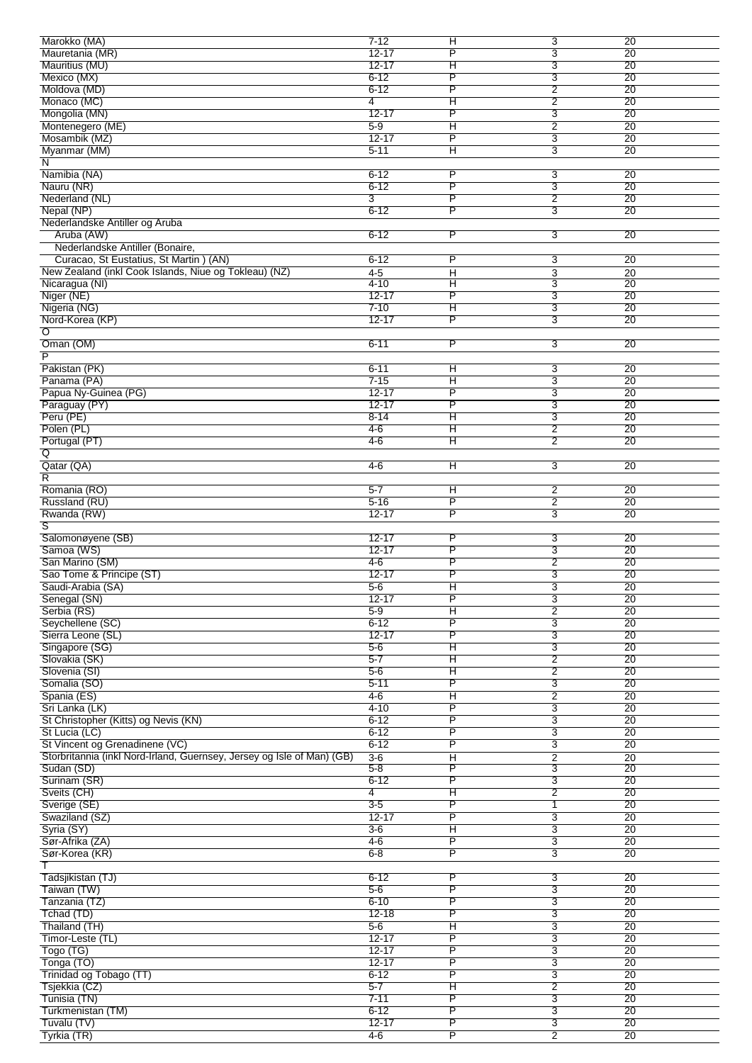| | | | | |
|---|---|---|---|---|
| Marokko (MA) | 7-12 | H | 3 | 20 |
| Mauretania (MR) | 12-17 | P | 3 | 20 |
| Mauritius (MU) | 12-17 | H | 3 | 20 |
| Mexico (MX) | 6-12 | P | 3 | 20 |
| Moldova (MD) | 6-12 | P | 2 | 20 |
| Monaco (MC) | 4 | H | 2 | 20 |
| Mongolia (MN) | 12-17 | P | 3 | 20 |
| Montenegero (ME) | 5-9 | H | 2 | 20 |
| Mosambik (MZ) | 12-17 | P | 3 | 20 |
| Myanmar (MM) | 5-11 | H | 3 | 20 |
| N | | | | |
| Namibia (NA) | 6-12 | P | 3 | 20 |
| Nauru (NR) | 6-12 | P | 3 | 20 |
| Nederland (NL) | 3 | P | 2 | 20 |
| Nepal (NP) | 6-12 | P | 3 | 20 |
| Nederlandske Antiller og Aruba | | | | |
| Aruba (AW) | 6-12 | P | 3 | 20 |
| Nederlandske Antiller (Bonaire, Curacao, St Eustatius, St Martin ) (AN) | 6-12 | P | 3 | 20 |
| New Zealand (inkl Cook Islands, Niue og Tokleau) (NZ) | 4-5 | H | 3 | 20 |
| Nicaragua (NI) | 4-10 | H | 3 | 20 |
| Niger (NE) | 12-17 | P | 3 | 20 |
| Nigeria (NG) | 7-10 | H | 3 | 20 |
| Nord-Korea (KP) | 12-17 | P | 3 | 20 |
| O | | | | |
| Oman (OM) | 6-11 | P | 3 | 20 |
| P | | | | |
| Pakistan (PK) | 6-11 | H | 3 | 20 |
| Panama (PA) | 7-15 | H | 3 | 20 |
| Papua Ny-Guinea (PG) | 12-17 | P | 3 | 20 |
| Paraguay (PY) | 12-17 | P | 3 | 20 |
| Peru (PE) | 8-14 | H | 3 | 20 |
| Polen (PL) | 4-6 | H | 2 | 20 |
| Portugal (PT) | 4-6 | H | 2 | 20 |
| Q | | | | |
| Qatar (QA) | 4-6 | H | 3 | 20 |
| R | | | | |
| Romania (RO) | 5-7 | H | 2 | 20 |
| Russland (RU) | 5-16 | P | 2 | 20 |
| Rwanda (RW) | 12-17 | P | 3 | 20 |
| S | | | | |
| Salomonøyene (SB) | 12-17 | P | 3 | 20 |
| Samoa (WS) | 12-17 | P | 3 | 20 |
| San Marino (SM) | 4-6 | P | 2 | 20 |
| Sao Tome & Principe (ST) | 12-17 | P | 3 | 20 |
| Saudi-Arabia (SA) | 5-6 | H | 3 | 20 |
| Senegal (SN) | 12-17 | P | 3 | 20 |
| Serbia (RS) | 5-9 | H | 2 | 20 |
| Seychellene (SC) | 6-12 | P | 3 | 20 |
| Sierra Leone (SL) | 12-17 | P | 3 | 20 |
| Singapore (SG) | 5-6 | H | 3 | 20 |
| Slovakia (SK) | 5-7 | H | 2 | 20 |
| Slovenia (SI) | 5-6 | H | 2 | 20 |
| Somalia (SO) | 5-11 | P | 3 | 20 |
| Spania (ES) | 4-6 | H | 2 | 20 |
| Sri Lanka (LK) | 4-10 | P | 3 | 20 |
| St Christopher (Kitts) og Nevis (KN) | 6-12 | P | 3 | 20 |
| St Lucia (LC) | 6-12 | P | 3 | 20 |
| St Vincent og Grenadinene (VC) | 6-12 | P | 3 | 20 |
| Storbritannia (inkl Nord-Irland, Guernsey, Jersey og Isle of Man) (GB) | 3-6 | H | 2 | 20 |
| Sudan (SD) | 5-8 | P | 3 | 20 |
| Surinam (SR) | 6-12 | P | 3 | 20 |
| Sveits (CH) | 4 | H | 2 | 20 |
| Sverige (SE) | 3-5 | P | 1 | 20 |
| Swaziland (SZ) | 12-17 | P | 3 | 20 |
| Syria (SY) | 3-6 | H | 3 | 20 |
| Sør-Afrika (ZA) | 4-6 | P | 3 | 20 |
| Sør-Korea (KR) | 6-8 | P | 3 | 20 |
| T | | | | |
| Tadsjikistan (TJ) | 6-12 | P | 3 | 20 |
| Taiwan (TW) | 5-6 | P | 3 | 20 |
| Tanzania (TZ) | 6-10 | P | 3 | 20 |
| Tchad (TD) | 12-18 | P | 3 | 20 |
| Thailand (TH) | 5-6 | H | 3 | 20 |
| Timor-Leste (TL) | 12-17 | P | 3 | 20 |
| Togo (TG) | 12-17 | P | 3 | 20 |
| Tonga (TO) | 12-17 | P | 3 | 20 |
| Trinidad og Tobago (TT) | 6-12 | P | 3 | 20 |
| Tsjekkia (CZ) | 5-7 | H | 2 | 20 |
| Tunisia (TN) | 7-11 | P | 3 | 20 |
| Turkmenistan (TM) | 6-12 | P | 3 | 20 |
| Tuvalu (TV) | 12-17 | P | 3 | 20 |
| Tyrkia (TR) | 4-6 | P | 2 | 20 |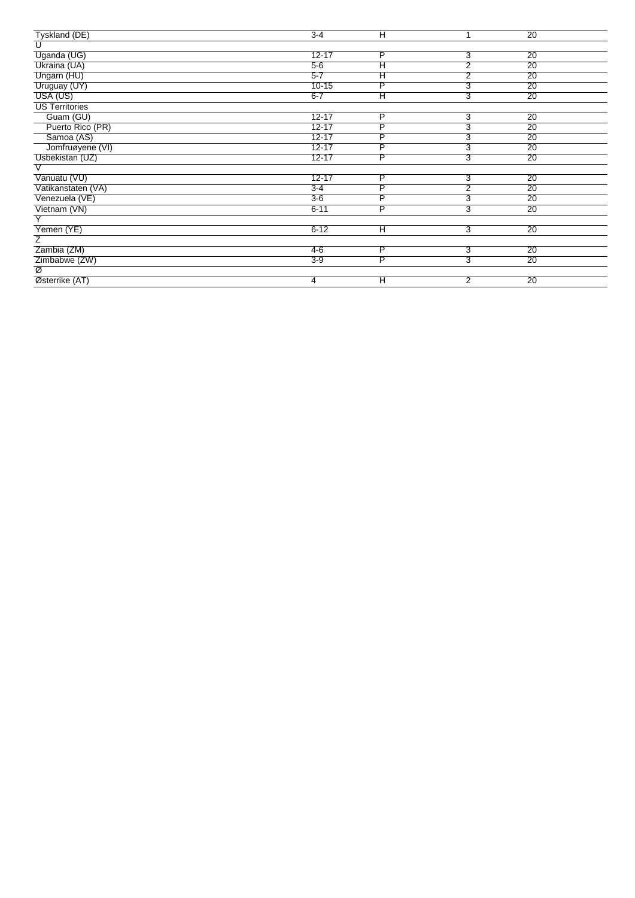| | | | | |
|---|---|---|---|---|
| Tyskland (DE) | 3-4 | H | 1 | 20 |
| U | | | | |
| Uganda (UG) | 12-17 | P | 3 | 20 |
| Ukraina (UA) | 5-6 | H | 2 | 20 |
| Ungarn (HU) | 5-7 | H | 2 | 20 |
| Uruguay (UY) | 10-15 | P | 3 | 20 |
| USA (US) | 6-7 | H | 3 | 20 |
| US Territories | | | | |
| Guam (GU) | 12-17 | P | 3 | 20 |
| Puerto Rico (PR) | 12-17 | P | 3 | 20 |
| Samoa (AS) | 12-17 | P | 3 | 20 |
| Jomfruøyene (VI) | 12-17 | P | 3 | 20 |
| Usbekistan (UZ) | 12-17 | P | 3 | 20 |
| V | | | | |
| Vanuatu (VU) | 12-17 | P | 3 | 20 |
| Vatikanstaten (VA) | 3-4 | P | 2 | 20 |
| Venezuela (VE) | 3-6 | P | 3 | 20 |
| Vietnam (VN) | 6-11 | P | 3 | 20 |
| Y | | | | |
| Yemen (YE) | 6-12 | H | 3 | 20 |
| Z | | | | |
| Zambia (ZM) | 4-6 | P | 3 | 20 |
| Zimbabwe (ZW) | 3-9 | P | 3 | 20 |
| Ø | | | | |
| Østerrike (AT) | 4 | H | 2 | 20 |